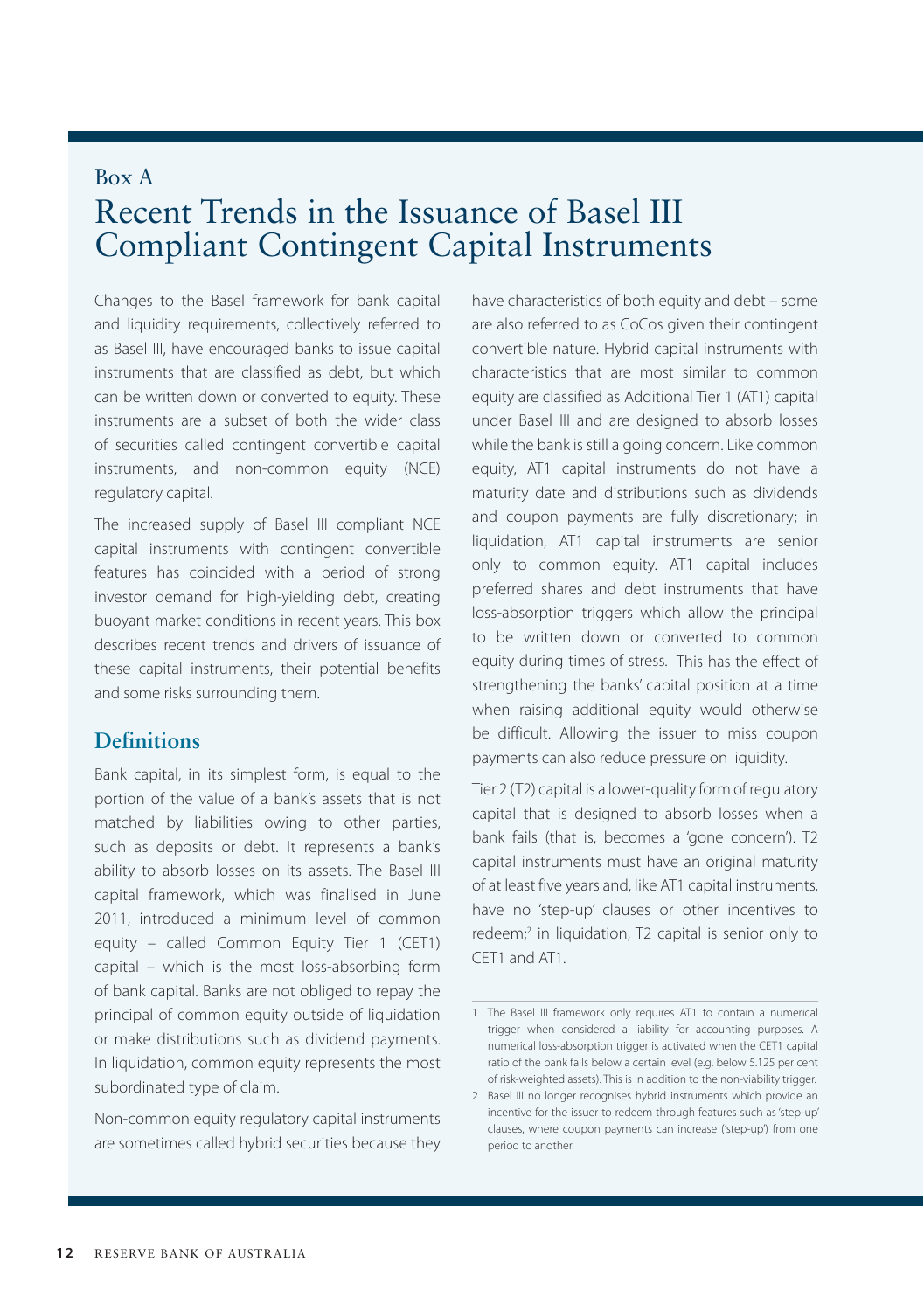Box A

# Recent Trends in the Issuance of Basel III Compliant Contingent Capital Instruments

Changes to the Basel framework for bank capital and liquidity requirements, collectively referred to as Basel III, have encouraged banks to issue capital instruments that are classified as debt, but which can be written down or converted to equity. These instruments are a subset of both the wider class of securities called contingent convertible capital instruments, and non-common equity (NCE) regulatory capital.

The increased supply of Basel III compliant NCE capital instruments with contingent convertible features has coincided with a period of strong investor demand for high-yielding debt, creating buoyant market conditions in recent years. This box describes recent trends and drivers of issuance of these capital instruments, their potential benefits and some risks surrounding them.

## Definitions

Bank capital, in its simplest form, is equal to the portion of the value of a bank's assets that is not matched by liabilities owing to other parties, such as deposits or debt. It represents a bank's ability to absorb losses on its assets. The Basel III capital framework, which was finalised in June 2011, introduced a minimum level of common equity – called Common Equity Tier 1 (CET1) capital – which is the most loss-absorbing form of bank capital. Banks are not obliged to repay the principal of common equity outside of liquidation or make distributions such as dividend payments. In liquidation, common equity represents the most subordinated type of claim.

Non-common equity regulatory capital instruments are sometimes called hybrid securities because they have characteristics of both equity and debt – some are also referred to as CoCos given their contingent convertible nature. Hybrid capital instruments with characteristics that are most similar to common equity are classified as Additional Tier 1 (AT1) capital under Basel III and are designed to absorb losses while the bank is still a going concern. Like common equity, AT1 capital instruments do not have a maturity date and distributions such as dividends and coupon payments are fully discretionary; in liquidation, AT1 capital instruments are senior only to common equity. AT1 capital includes preferred shares and debt instruments that have loss-absorption triggers which allow the principal to be written down or converted to common equity during times of stress.[1] This has the effect of strengthening the banks' capital position at a time when raising additional equity would otherwise be difficult. Allowing the issuer to miss coupon payments can also reduce pressure on liquidity.

Tier 2 (T2) capital is a lower-quality form of regulatory capital that is designed to absorb losses when a bank fails (that is, becomes a 'gone concern'). T2 capital instruments must have an original maturity of at least five years and, like AT1 capital instruments, have no 'step-up' clauses or other incentives to redeem;[2] in liquidation, T2 capital is senior only to CET1 and AT1.

---

1 The Basel III framework only requires AT1 to contain a numerical trigger when considered a liability for accounting purposes. A numerical loss-absorption trigger is activated when the CET1 capital ratio of the bank falls below a certain level (e.g. below 5.125 per cent of risk-weighted assets). This is in addition to the non-viability trigger.

2 Basel III no longer recognises hybrid instruments which provide an incentive for the issuer to redeem through features such as 'step-up' clauses, where coupon payments can increase ('step-up') from one period to another.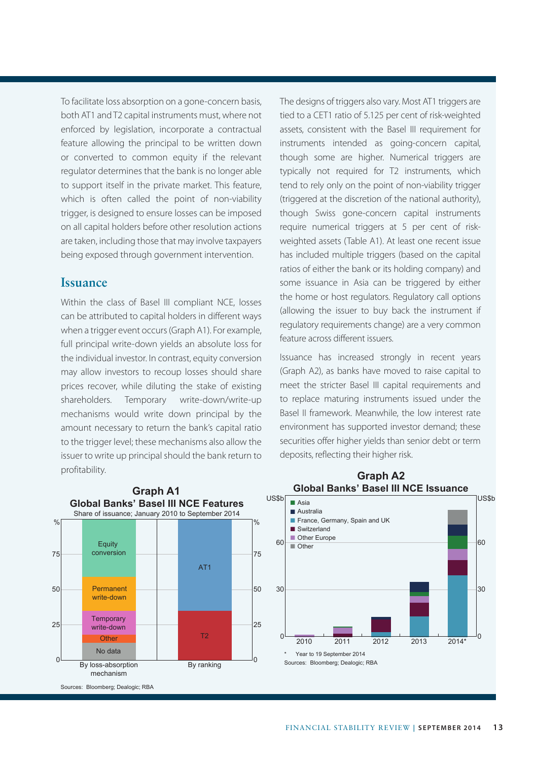To facilitate loss absorption on a gone-concern basis, both AT1 and T2 capital instruments must, where not enforced by legislation, incorporate a contractual feature allowing the principal to be written down or converted to common equity if the relevant regulator determines that the bank is no longer able to support itself in the private market. This feature, which is often called the point of non-viability trigger, is designed to ensure losses can be imposed on all capital holders before other resolution actions are taken, including those that may involve taxpayers being exposed through government intervention.

## Issuance

Within the class of Basel III compliant NCE, losses can be attributed to capital holders in different ways when a trigger event occurs (Graph A1). For example, full principal write-down yields an absolute loss for the individual investor. In contrast, equity conversion may allow investors to recoup losses should share prices recover, while diluting the stake of existing shareholders. Temporary write-down/write-up mechanisms would write down principal by the amount necessary to return the bank's capital ratio to the trigger level; these mechanisms also allow the issuer to write up principal should the bank return to profitability.

The designs of triggers also vary. Most AT1 triggers are tied to a CET1 ratio of 5.125 per cent of risk-weighted assets, consistent with the Basel III requirement for instruments intended as going-concern capital, though some are higher. Numerical triggers are typically not required for T2 instruments, which tend to rely only on the point of non-viability trigger (triggered at the discretion of the national authority), though Swiss gone-concern capital instruments require numerical triggers at 5 per cent of risk-weighted assets (Table A1). At least one recent issue has included multiple triggers (based on the capital ratios of either the bank or its holding company) and some issuance in Asia can be triggered by either the home or host regulators. Regulatory call options (allowing the issuer to buy back the instrument if regulatory requirements change) are a very common feature across different issuers.

Issuance has increased strongly in recent years (Graph A2), as banks have moved to raise capital to meet the stricter Basel III capital requirements and to replace maturing instruments issued under the Basel II framework. Meanwhile, the low interest rate environment has supported investor demand; these securities offer higher yields than senior debt or term deposits, reflecting their higher risk.

**Graph A1**
**Global Banks' Basel III NCE Features**
Share of issuance; January 2010 to September 2014

Sources: Bloomberg; Dealogic; RBA

**Graph A2**
**Global Banks' Basel III NCE Issuance**

\* Year to 19 September 2014

Sources: Bloomberg; Dealogic; RBA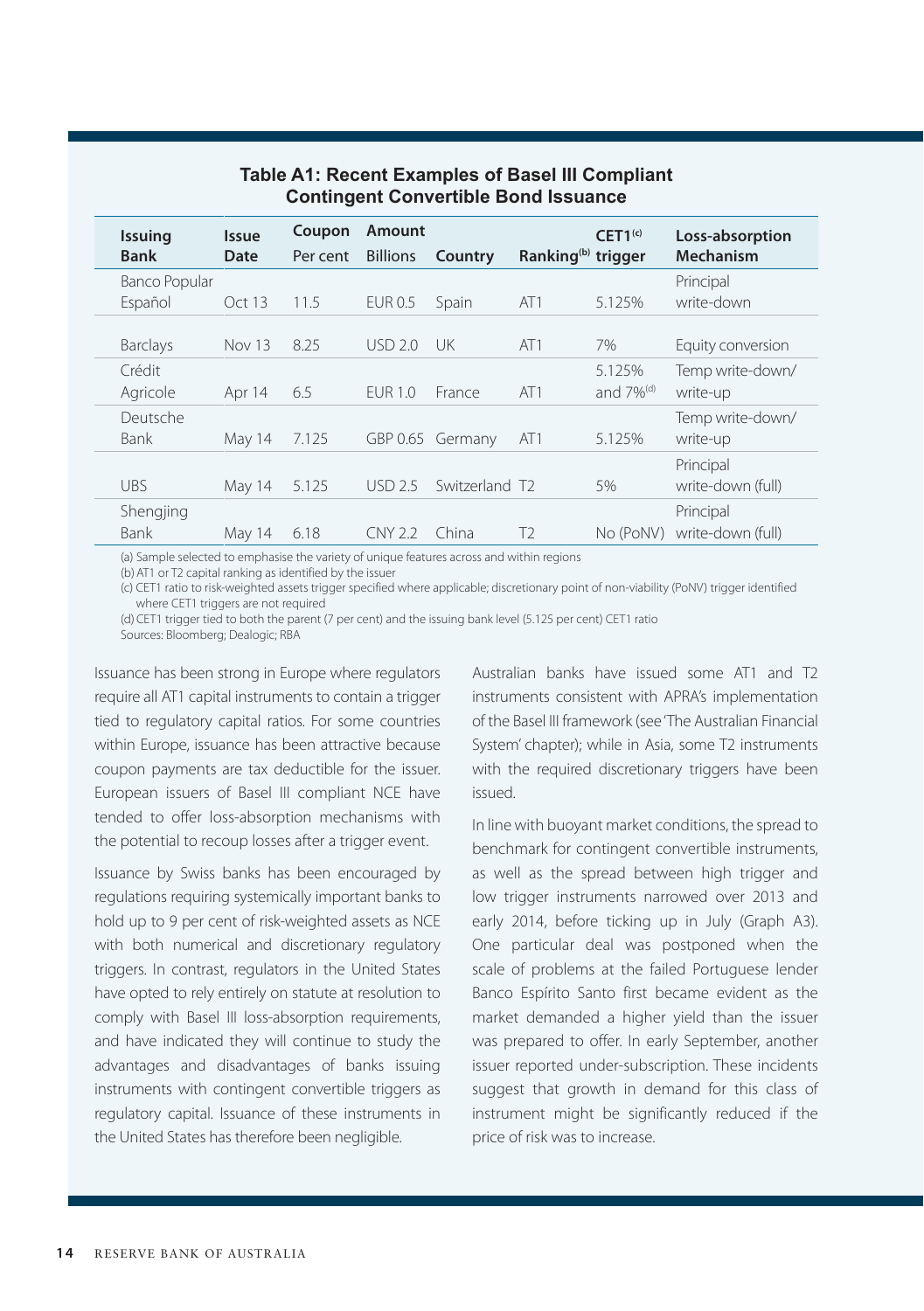**Table A1: Recent Examples of Basel III Compliant Contingent Convertible Bond Issuance**

| Issuing Bank | Issue Date | Coupon Per cent | Amount Billions | Country | Ranking[(b)] | CET1[(c)] trigger | Loss-absorption Mechanism |
|---|---|---|---|---|---|---|---|
| Banco Popular Español | Oct 13 | 11.5 | EUR 0.5 | Spain | AT1 | 5.125% | Principal write-down |
| Barclays | Nov 13 | 8.25 | USD 2.0 | UK | AT1 | 7% | Equity conversion |
| Crédit Agricole | Apr 14 | 6.5 | EUR 1.0 | France | AT1 | 5.125% and 7%[(d)] | Temp write-down/ write-up |
| Deutsche Bank | May 14 | 7.125 | GBP 0.65 | Germany | AT1 | 5.125% | Temp write-down/ write-up |
| UBS | May 14 | 5.125 | USD 2.5 | Switzerland | T2 | 5% | Principal write-down (full) |
| Shengjing Bank | May 14 | 6.18 | CNY 2.2 | China | T2 | No (PoNV) | Principal write-down (full) |

(a) Sample selected to emphasise the variety of unique features across and within regions
(b) AT1 or T2 capital ranking as identified by the issuer
(c) CET1 ratio to risk-weighted assets trigger specified where applicable; discretionary point of non-viability (PoNV) trigger identified where CET1 triggers are not required
(d) CET1 trigger tied to both the parent (7 per cent) and the issuing bank level (5.125 per cent) CET1 ratio
Sources: Bloomberg; Dealogic; RBA

Issuance has been strong in Europe where regulators require all AT1 capital instruments to contain a trigger tied to regulatory capital ratios. For some countries within Europe, issuance has been attractive because coupon payments are tax deductible for the issuer. European issuers of Basel III compliant NCE have tended to offer loss-absorption mechanisms with the potential to recoup losses after a trigger event.

Issuance by Swiss banks has been encouraged by regulations requiring systemically important banks to hold up to 9 per cent of risk-weighted assets as NCE with both numerical and discretionary regulatory triggers. In contrast, regulators in the United States have opted to rely entirely on statute at resolution to comply with Basel III loss-absorption requirements, and have indicated they will continue to study the advantages and disadvantages of banks issuing instruments with contingent convertible triggers as regulatory capital. Issuance of these instruments in the United States has therefore been negligible.

Australian banks have issued some AT1 and T2 instruments consistent with APRA's implementation of the Basel III framework (see 'The Australian Financial System' chapter); while in Asia, some T2 instruments with the required discretionary triggers have been issued.

In line with buoyant market conditions, the spread to benchmark for contingent convertible instruments, as well as the spread between high trigger and low trigger instruments narrowed over 2013 and early 2014, before ticking up in July (Graph A3). One particular deal was postponed when the scale of problems at the failed Portuguese lender Banco Espírito Santo first became evident as the market demanded a higher yield than the issuer was prepared to offer. In early September, another issuer reported under-subscription. These incidents suggest that growth in demand for this class of instrument might be significantly reduced if the price of risk was to increase.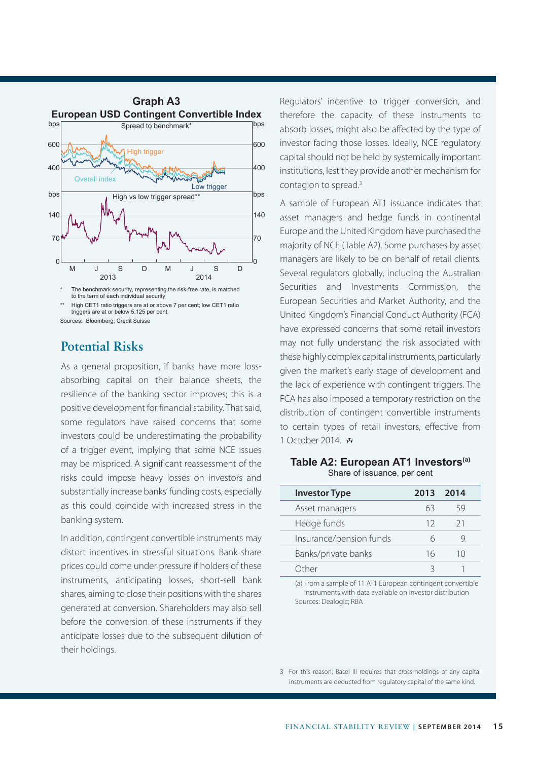**Graph A3**

**European USD Contingent Convertible Index**

bps

Spread to benchmark*

bps

600

600

High trigger

400

400

Overall index

Low trigger

bps

High vs low trigger spread**

bps

140

140

70

70

0

0

M J S D M J S D

2013 2014

\* The benchmark security, representing the risk-free rate, is matched to the term of each individual security

\*\* High CET1 ratio triggers are at or above 7 per cent; low CET1 ratio triggers are at or below 5.125 per cent

Sources: Bloomberg; Credit Suisse

## Potential Risks

As a general proposition, if banks have more loss-absorbing capital on their balance sheets, the resilience of the banking sector improves; this is a positive development for financial stability. That said, some regulators have raised concerns that some investors could be underestimating the probability of a trigger event, implying that some NCE issues may be mispriced. A significant reassessment of the risks could impose heavy losses on investors and substantially increase banks' funding costs, especially as this could coincide with increased stress in the banking system.

In addition, contingent convertible instruments may distort incentives in stressful situations. Bank share prices could come under pressure if holders of these instruments, anticipating losses, short-sell bank shares, aiming to close their positions with the shares generated at conversion. Shareholders may also sell before the conversion of these instruments if they anticipate losses due to the subsequent dilution of their holdings.

Regulators' incentive to trigger conversion, and therefore the capacity of these instruments to absorb losses, might also be affected by the type of investor facing those losses. Ideally, NCE regulatory capital should not be held by systemically important institutions, lest they provide another mechanism for contagion to spread.[3]

A sample of European AT1 issuance indicates that asset managers and hedge funds in continental Europe and the United Kingdom have purchased the majority of NCE (Table A2). Some purchases by asset managers are likely to be on behalf of retail clients. Several regulators globally, including the Australian Securities and Investments Commission, the European Securities and Market Authority, and the United Kingdom's Financial Conduct Authority (FCA) have expressed concerns that some retail investors may not fully understand the risk associated with these highly complex capital instruments, particularly given the market's early stage of development and the lack of experience with contingent triggers. The FCA has also imposed a temporary restriction on the distribution of contingent convertible instruments to certain types of retail investors, effective from 1 October 2014.

**Table A2: European AT1 Investors[(a)]**

Share of issuance, per cent

| Investor Type | 2013 | 2014 |
|---|---|---|
| Asset managers | 63 | 59 |
| Hedge funds | 12 | 21 |
| Insurance/pension funds | 6 | 9 |
| Banks/private banks | 16 | 10 |
| Other | 3 | 1 |

(a) From a sample of 11 AT1 European contingent convertible instruments with data available on investor distribution

Sources: Dealogic; RBA

3 For this reason, Basel III requires that cross-holdings of any capital instruments are deducted from regulatory capital of the same kind.